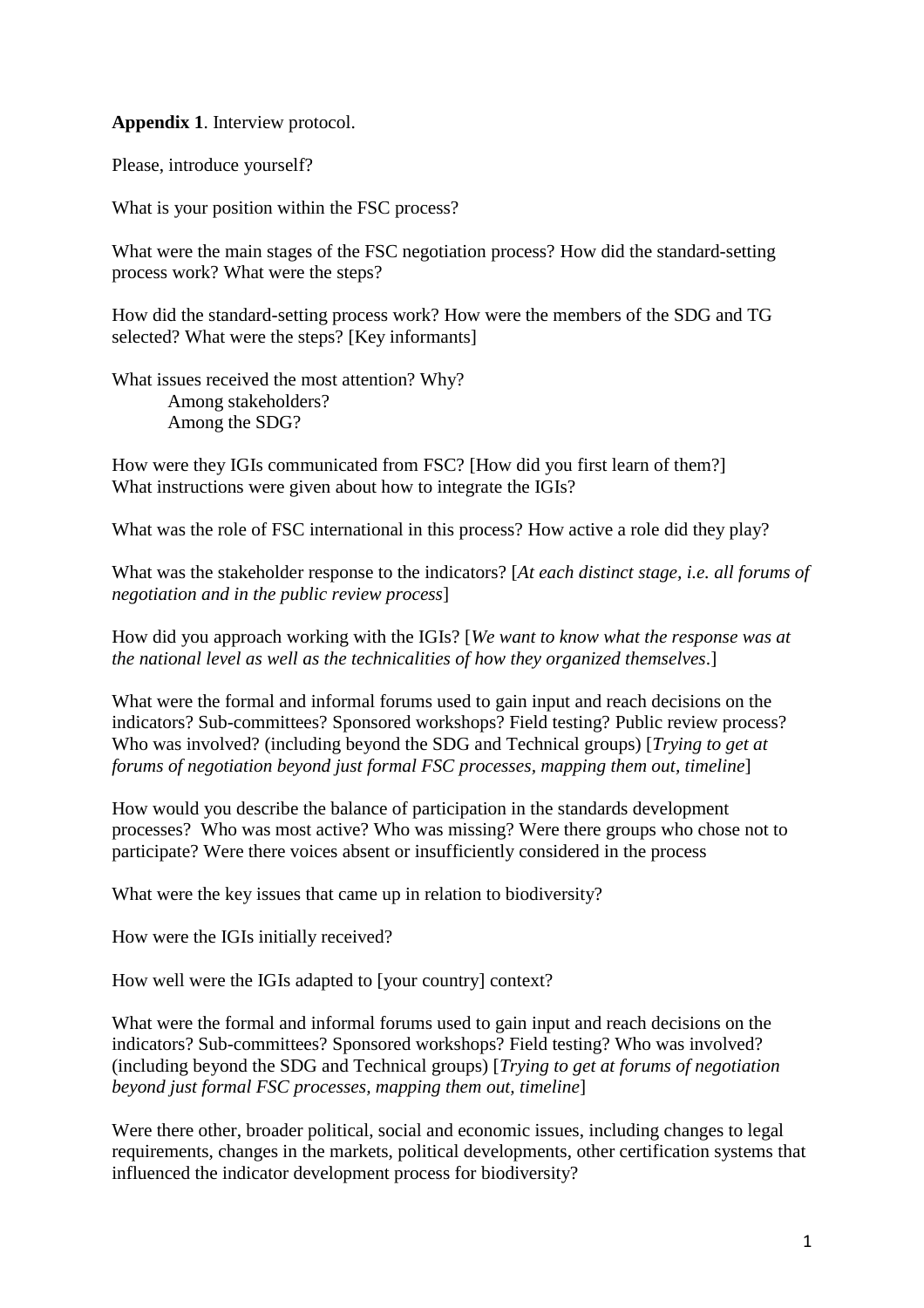**Appendix 1**. Interview protocol.

Please, introduce yourself?

What is your position within the FSC process?

What were the main stages of the FSC negotiation process? How did the standard-setting process work? What were the steps?

How did the standard-setting process work? How were the members of the SDG and TG selected? What were the steps? [Key informants]

What issues received the most attention? Why?

   Among stakeholders?

   Among the SDG?

How were they IGIs communicated from FSC? [How did you first learn of them?]
What instructions were given about how to integrate the IGIs?

What was the role of FSC international in this process? How active a role did they play?

What was the stakeholder response to the indicators? [*At each distinct stage, i.e. all forums of negotiation and in the public review process*]

How did you approach working with the IGIs? [*We want to know what the response was at the national level as well as the technicalities of how they organized themselves*.]

What were the formal and informal forums used to gain input and reach decisions on the indicators? Sub-committees? Sponsored workshops? Field testing? Public review process? Who was involved? (including beyond the SDG and Technical groups) [*Trying to get at forums of negotiation beyond just formal FSC processes, mapping them out, timeline*]

How would you describe the balance of participation in the standards development processes? Who was most active? Who was missing? Were there groups who chose not to participate? Were there voices absent or insufficiently considered in the process

What were the key issues that came up in relation to biodiversity?

How were the IGIs initially received?

How well were the IGIs adapted to [your country] context?

What were the formal and informal forums used to gain input and reach decisions on the indicators? Sub-committees? Sponsored workshops? Field testing? Who was involved? (including beyond the SDG and Technical groups) [*Trying to get at forums of negotiation beyond just formal FSC processes, mapping them out, timeline*]

Were there other, broader political, social and economic issues, including changes to legal requirements, changes in the markets, political developments, other certification systems that influenced the indicator development process for biodiversity?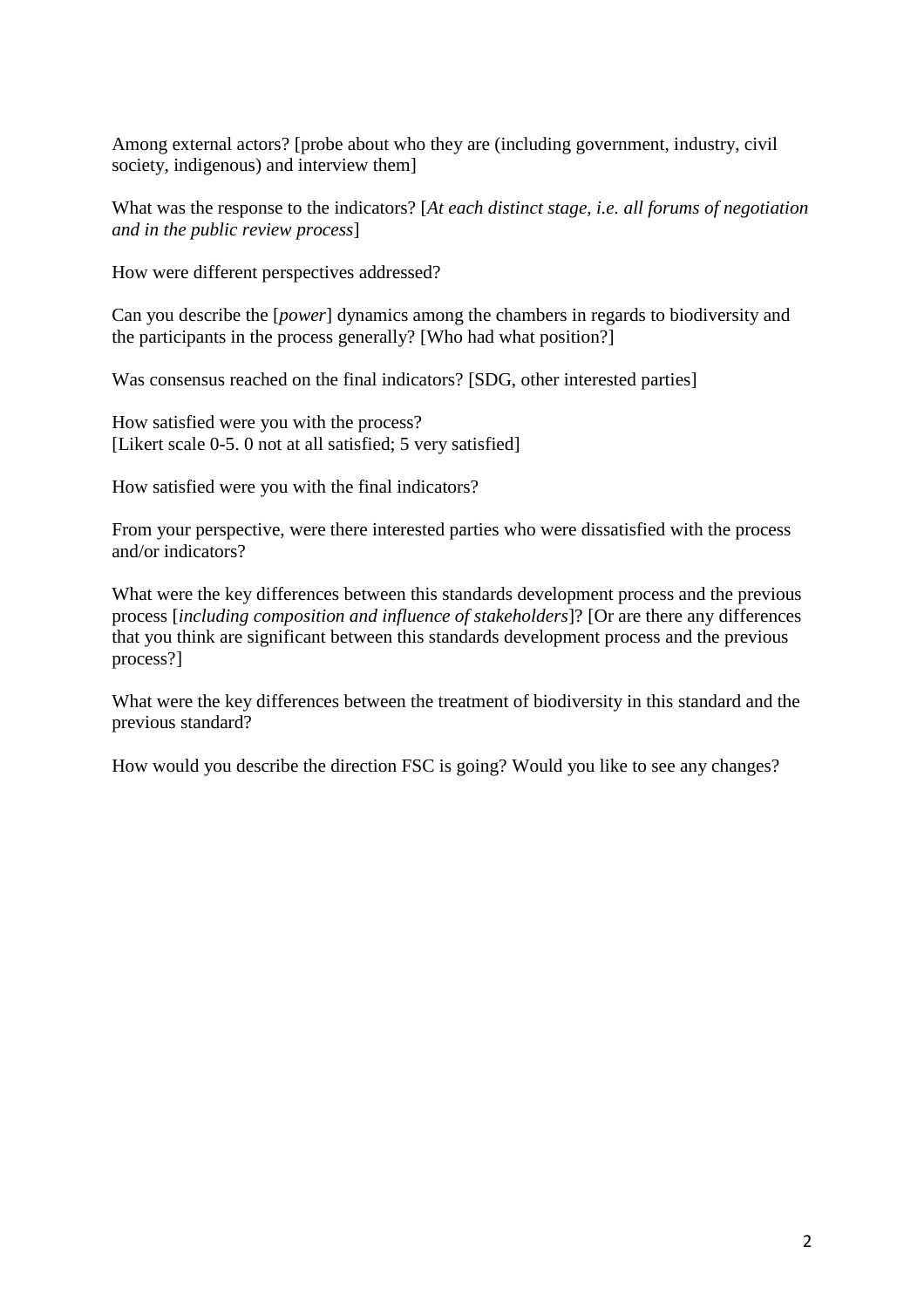Among external actors? [probe about who they are (including government, industry, civil society, indigenous) and interview them]

What was the response to the indicators? [*At each distinct stage, i.e. all forums of negotiation and in the public review process*]

How were different perspectives addressed?

Can you describe the [*power*] dynamics among the chambers in regards to biodiversity and the participants in the process generally? [Who had what position?]

Was consensus reached on the final indicators? [SDG, other interested parties]

How satisfied were you with the process?
[Likert scale 0-5. 0 not at all satisfied; 5 very satisfied]

How satisfied were you with the final indicators?

From your perspective, were there interested parties who were dissatisfied with the process and/or indicators?

What were the key differences between this standards development process and the previous process [*including composition and influence of stakeholders*]? [Or are there any differences that you think are significant between this standards development process and the previous process?]

What were the key differences between the treatment of biodiversity in this standard and the previous standard?

How would you describe the direction FSC is going? Would you like to see any changes?